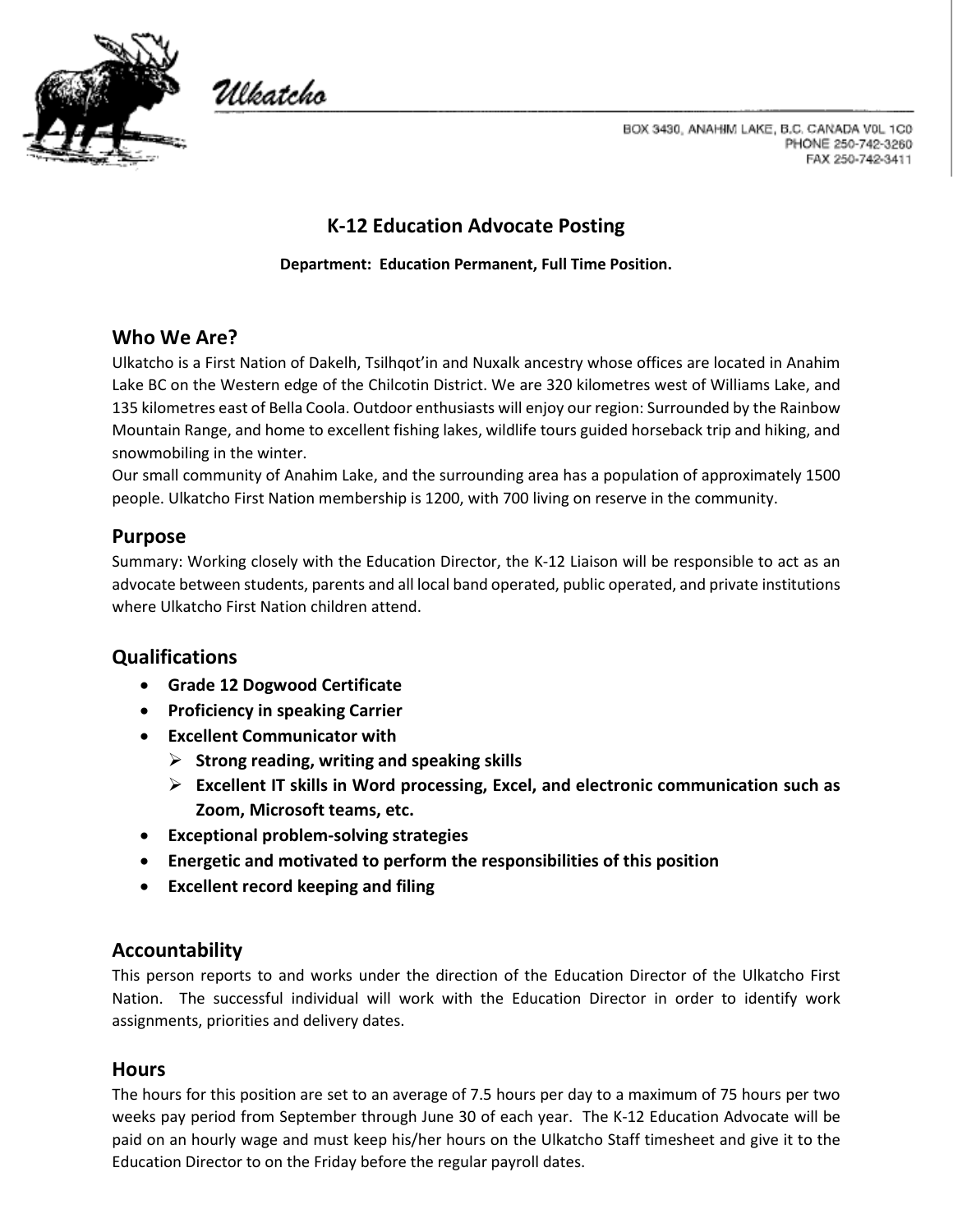Ulkatcho

BOX 3430, ANAHIM LAKE, B.C. CANADA V0L 1C0
PHONE 250-742-3260
FAX 250-742-3411

# K-12 Education Advocate Posting

**Department: Education Permanent, Full Time Position.**

## Who We Are?

Ulkatcho is a First Nation of Dakelh, Tsilhqot'in and Nuxalk ancestry whose offices are located in Anahim Lake BC on the Western edge of the Chilcotin District. We are 320 kilometres west of Williams Lake, and 135 kilometres east of Bella Coola. Outdoor enthusiasts will enjoy our region: Surrounded by the Rainbow Mountain Range, and home to excellent fishing lakes, wildlife tours guided horseback trip and hiking, and snowmobiling in the winter.

Our small community of Anahim Lake, and the surrounding area has a population of approximately 1500 people. Ulkatcho First Nation membership is 1200, with 700 living on reserve in the community.

## Purpose

Summary: Working closely with the Education Director, the K-12 Liaison will be responsible to act as an advocate between students, parents and all local band operated, public operated, and private institutions where Ulkatcho First Nation children attend.

## Qualifications

- **Grade 12 Dogwood Certificate**
- **Proficiency in speaking Carrier**
- **Excellent Communicator with**
  - **Strong reading, writing and speaking skills**
  - **Excellent IT skills in Word processing, Excel, and electronic communication such as Zoom, Microsoft teams, etc.**
- **Exceptional problem-solving strategies**
- **Energetic and motivated to perform the responsibilities of this position**
- **Excellent record keeping and filing**

## Accountability

This person reports to and works under the direction of the Education Director of the Ulkatcho First Nation. The successful individual will work with the Education Director in order to identify work assignments, priorities and delivery dates.

## Hours

The hours for this position are set to an average of 7.5 hours per day to a maximum of 75 hours per two weeks pay period from September through June 30 of each year. The K-12 Education Advocate will be paid on an hourly wage and must keep his/her hours on the Ulkatcho Staff timesheet and give it to the Education Director to on the Friday before the regular payroll dates.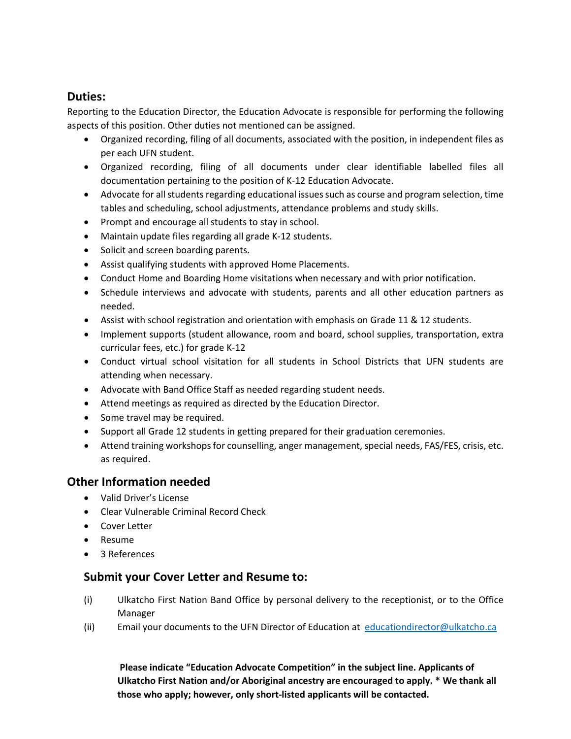## Duties:

Reporting to the Education Director, the Education Advocate is responsible for performing the following aspects of this position. Other duties not mentioned can be assigned.

- Organized recording, filing of all documents, associated with the position, in independent files as per each UFN student.
- Organized recording, filing of all documents under clear identifiable labelled files all documentation pertaining to the position of K-12 Education Advocate.
- Advocate for all students regarding educational issues such as course and program selection, time tables and scheduling, school adjustments, attendance problems and study skills.
- Prompt and encourage all students to stay in school.
- Maintain update files regarding all grade K-12 students.
- Solicit and screen boarding parents.
- Assist qualifying students with approved Home Placements.
- Conduct Home and Boarding Home visitations when necessary and with prior notification.
- Schedule interviews and advocate with students, parents and all other education partners as needed.
- Assist with school registration and orientation with emphasis on Grade 11 & 12 students.
- Implement supports (student allowance, room and board, school supplies, transportation, extra curricular fees, etc.) for grade K-12
- Conduct virtual school visitation for all students in School Districts that UFN students are attending when necessary.
- Advocate with Band Office Staff as needed regarding student needs.
- Attend meetings as required as directed by the Education Director.
- Some travel may be required.
- Support all Grade 12 students in getting prepared for their graduation ceremonies.
- Attend training workshops for counselling, anger management, special needs, FAS/FES, crisis, etc. as required.

## Other Information needed

- Valid Driver's License
- Clear Vulnerable Criminal Record Check
- Cover Letter
- Resume
- 3 References

## Submit your Cover Letter and Resume to:

(i) Ulkatcho First Nation Band Office by personal delivery to the receptionist, or to the Office Manager

(ii) Email your documents to the UFN Director of Education at educationdirector@ulkatcho.ca

**Please indicate "Education Advocate Competition" in the subject line. Applicants of Ulkatcho First Nation and/or Aboriginal ancestry are encouraged to apply. * We thank all those who apply; however, only short-listed applicants will be contacted.**